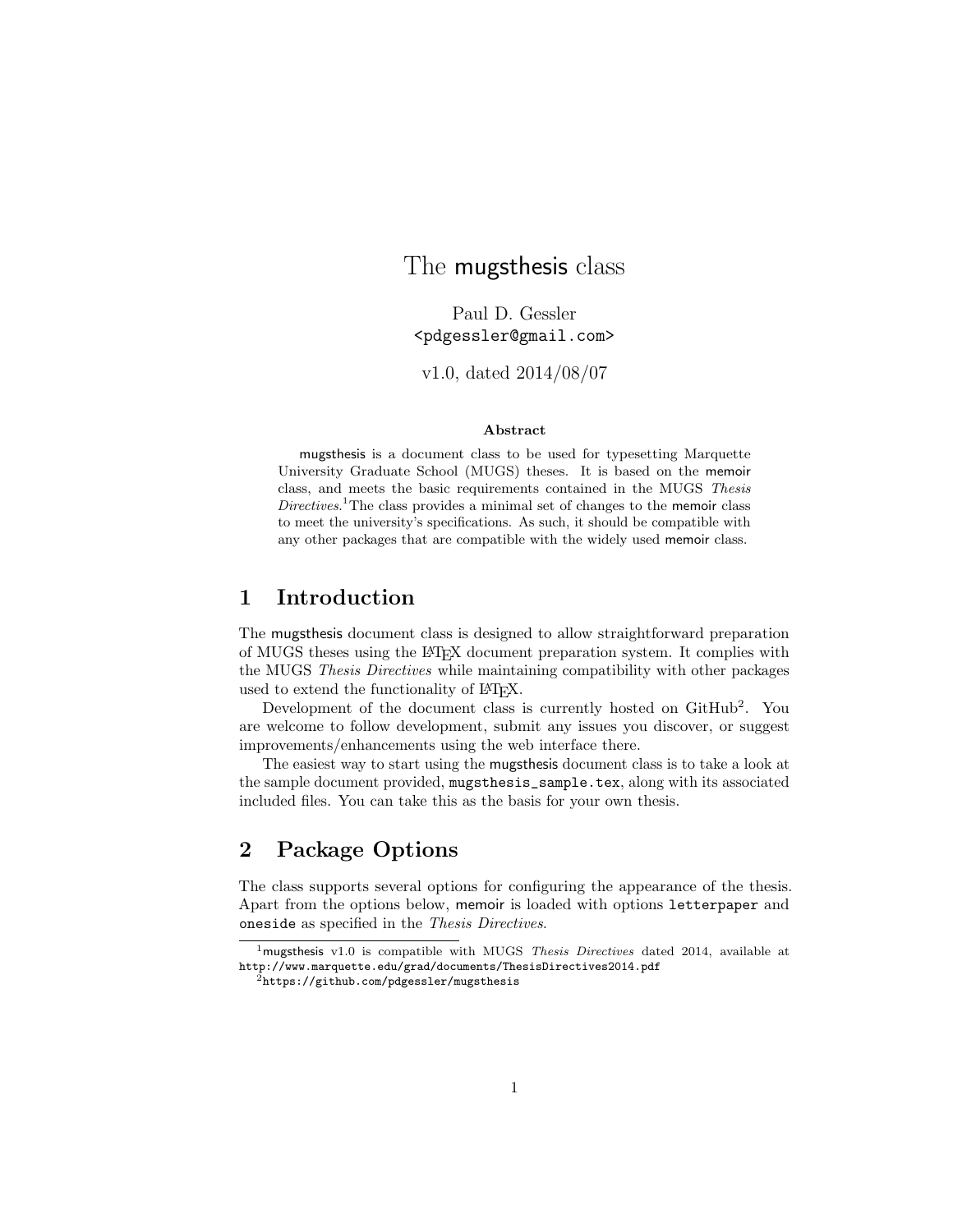# The mugsthesis class

Paul D. Gessler
<pdgessler@gmail.com>

v1.0, dated 2014/08/07

**Abstract**

mugsthesis is a document class to be used for typesetting Marquette University Graduate School (MUGS) theses. It is based on the memoir class, and meets the basic requirements contained in the MUGS *Thesis Directives.*[1] The class provides a minimal set of changes to the memoir class to meet the university's specifications. As such, it should be compatible with any other packages that are compatible with the widely used memoir class.

## 1 Introduction

The mugsthesis document class is designed to allow straightforward preparation of MUGS theses using the LaTeX document preparation system. It complies with the MUGS *Thesis Directives* while maintaining compatibility with other packages used to extend the functionality of LaTeX.

Development of the document class is currently hosted on GitHub[2]. You are welcome to follow development, submit any issues you discover, or suggest improvements/enhancements using the web interface there.

The easiest way to start using the mugsthesis document class is to take a look at the sample document provided, `mugsthesis_sample.tex`, along with its associated included files. You can take this as the basis for your own thesis.

## 2 Package Options

The class supports several options for configuring the appearance of the thesis. Apart from the options below, memoir is loaded with options `letterpaper` and `oneside` as specified in the *Thesis Directives*.

---

[1] mugsthesis v1.0 is compatible with MUGS *Thesis Directives* dated 2014, available at `http://www.marquette.edu/grad/documents/ThesisDirectives2014.pdf`

[2] `https://github.com/pdgessler/mugsthesis`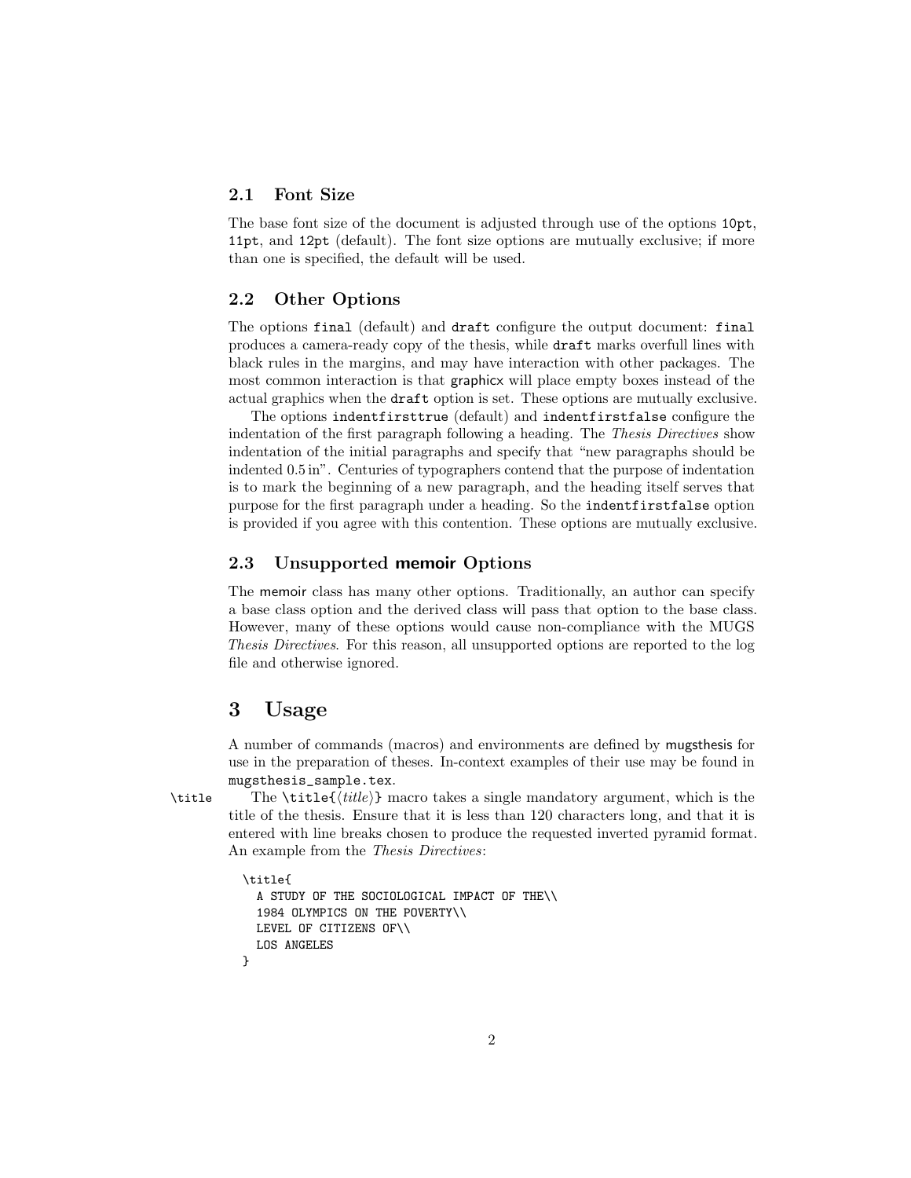### 2.1 Font Size

The base font size of the document is adjusted through use of the options `10pt`, `11pt`, and `12pt` (default). The font size options are mutually exclusive; if more than one is specified, the default will be used.

### 2.2 Other Options

The options `final` (default) and `draft` configure the output document: `final` produces a camera-ready copy of the thesis, while `draft` marks overfull lines with black rules in the margins, and may have interaction with other packages. The most common interaction is that graphicx will place empty boxes instead of the actual graphics when the `draft` option is set. These options are mutually exclusive.

The options `indentfirsttrue` (default) and `indentfirstfalse` configure the indentation of the first paragraph following a heading. The *Thesis Directives* show indentation of the initial paragraphs and specify that "new paragraphs should be indented 0.5 in". Centuries of typographers contend that the purpose of indentation is to mark the beginning of a new paragraph, and the heading itself serves that purpose for the first paragraph under a heading. So the `indentfirstfalse` option is provided if you agree with this contention. These options are mutually exclusive.

### 2.3 Unsupported memoir Options

The memoir class has many other options. Traditionally, an author can specify a base class option and the derived class will pass that option to the base class. However, many of these options would cause non-compliance with the MUGS *Thesis Directives*. For this reason, all unsupported options are reported to the log file and otherwise ignored.

## 3 Usage

A number of commands (macros) and environments are defined by mugsthesis for use in the preparation of theses. In-context examples of their use may be found in `mugsthesis_sample.tex`.

`\title` The `\title{⟨title⟩}` macro takes a single mandatory argument, which is the title of the thesis. Ensure that it is less than 120 characters long, and that it is entered with line breaks chosen to produce the requested inverted pyramid format. An example from the *Thesis Directives*:

```
\title{
  A STUDY OF THE SOCIOLOGICAL IMPACT OF THE\\
  1984 OLYMPICS ON THE POVERTY\\
  LEVEL OF CITIZENS OF\\
  LOS ANGELES
}
```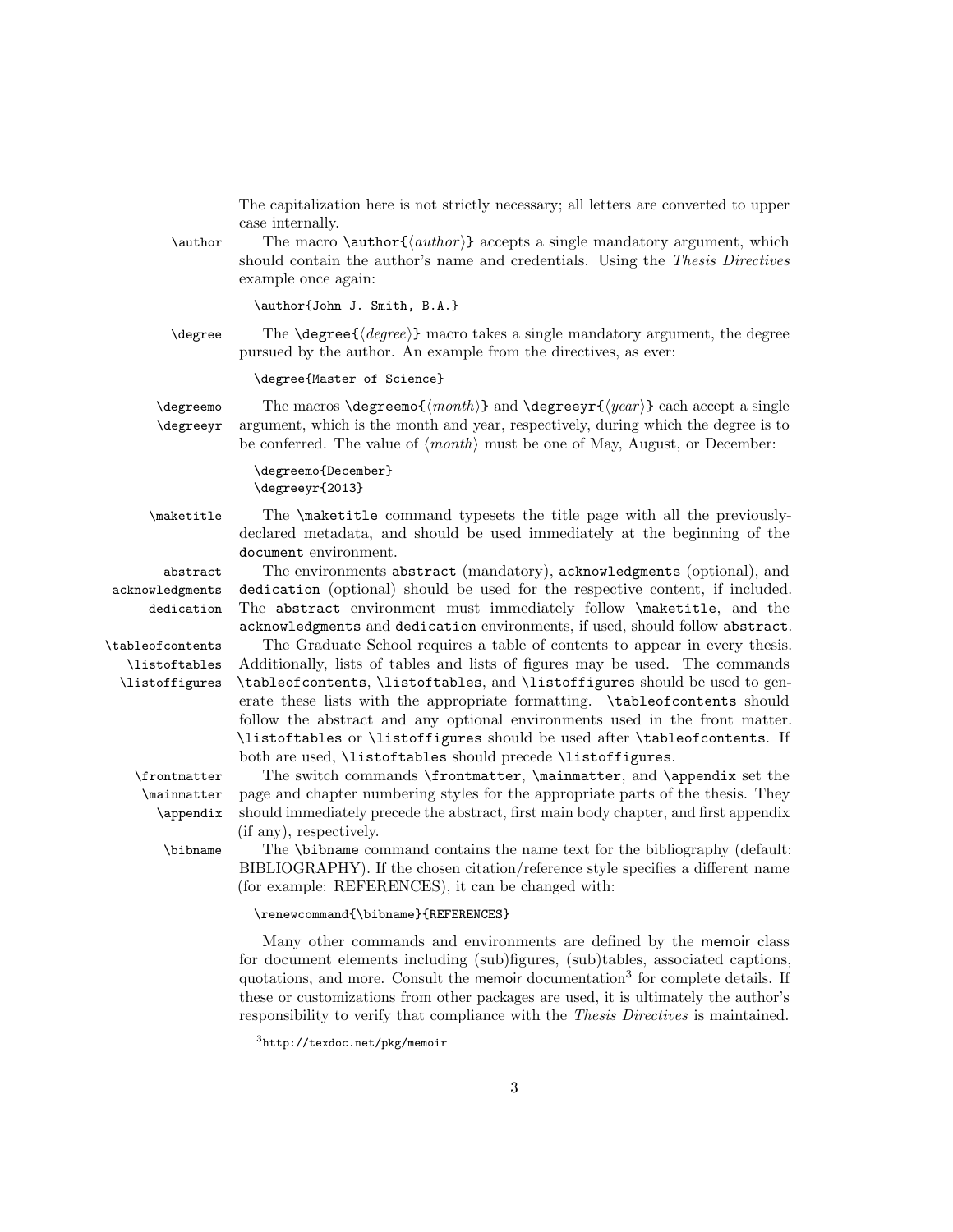The capitalization here is not strictly necessary; all letters are converted to upper case internally.

`\author` The macro `\author{⟨author⟩}` accepts a single mandatory argument, which should contain the author's name and credentials. Using the *Thesis Directives* example once again:

```
\author{John J. Smith, B.A.}
```

`\degree` The `\degree{⟨degree⟩}` macro takes a single mandatory argument, the degree pursued by the author. An example from the directives, as ever:

```
\degree{Master of Science}
```

`\degreemo` `\degreeyr` The macros `\degreemo{⟨month⟩}` and `\degreeyr{⟨year⟩}` each accept a single argument, which is the month and year, respectively, during which the degree is to be conferred. The value of ⟨*month*⟩ must be one of May, August, or December:

```
\degreemo{December}
\degreeyr{2013}
```

`\maketitle` The `\maketitle` command typesets the title page with all the previously-declared metadata, and should be used immediately at the beginning of the `document` environment.

`abstract` `acknowledgments` `dedication` The environments `abstract` (mandatory), `acknowledgments` (optional), and `dedication` (optional) should be used for the respective content, if included. The `abstract` environment must immediately follow `\maketitle`, and the `acknowledgments` and `dedication` environments, if used, should follow `abstract`.

`\tableofcontents` `\listoftables` `\listoffigures` The Graduate School requires a table of contents to appear in every thesis. Additionally, lists of tables and lists of figures may be used. The commands `\tableofcontents`, `\listoftables`, and `\listoffigures` should be used to generate these lists with the appropriate formatting. `\tableofcontents` should follow the abstract and any optional environments used in the front matter. `\listoftables` or `\listoffigures` should be used after `\tableofcontents`. If both are used, `\listoftables` should precede `\listoffigures`.

`\frontmatter` `\mainmatter` `\appendix` The switch commands `\frontmatter`, `\mainmatter`, and `\appendix` set the page and chapter numbering styles for the appropriate parts of the thesis. They should immediately precede the abstract, first main body chapter, and first appendix (if any), respectively.

`\bibname` The `\bibname` command contains the name text for the bibliography (default: BIBLIOGRAPHY). If the chosen citation/reference style specifies a different name (for example: REFERENCES), it can be changed with:

```
\renewcommand{\bibname}{REFERENCES}
```

Many other commands and environments are defined by the memoir class for document elements including (sub)figures, (sub)tables, associated captions, quotations, and more. Consult the memoir documentation[3] for complete details. If these or customizations from other packages are used, it is ultimately the author's responsibility to verify that compliance with the *Thesis Directives* is maintained.

[3] `http://texdoc.net/pkg/memoir`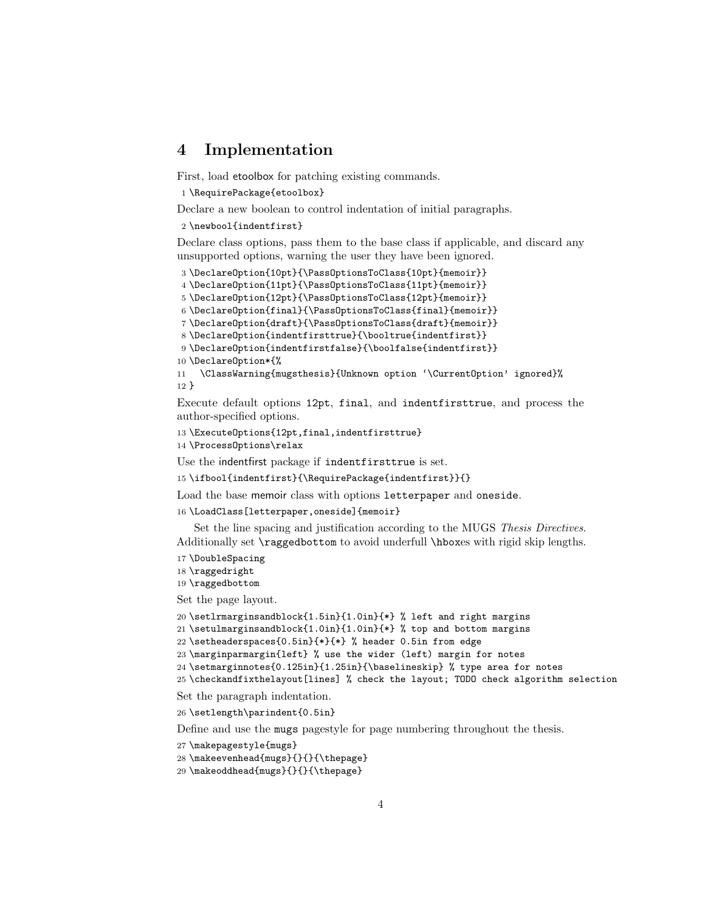## 4 Implementation

First, load etoolbox for patching existing commands.

```
1 \RequirePackage{etoolbox}
```

Declare a new boolean to control indentation of initial paragraphs.

```
2 \newbool{indentfirst}
```

Declare class options, pass them to the base class if applicable, and discard any unsupported options, warning the user they have been ignored.

```
3 \DeclareOption{10pt}{\PassOptionsToClass{10pt}{memoir}}
4 \DeclareOption{11pt}{\PassOptionsToClass{11pt}{memoir}}
5 \DeclareOption{12pt}{\PassOptionsToClass{12pt}{memoir}}
6 \DeclareOption{final}{\PassOptionsToClass{final}{memoir}}
7 \DeclareOption{draft}{\PassOptionsToClass{draft}{memoir}}
8 \DeclareOption{indentfirsttrue}{\booltrue{indentfirst}}
9 \DeclareOption{indentfirstfalse}{\boolfalse{indentfirst}}
10 \DeclareOption*{%
11   \ClassWarning{mugsthesis}{Unknown option '\CurrentOption' ignored}%
12 }
```

Execute default options `12pt`, `final`, and `indentfirsttrue`, and process the author-specified options.

```
13 \ExecuteOptions{12pt,final,indentfirsttrue}
14 \ProcessOptions\relax
```

Use the indentfirst package if `indentfirsttrue` is set.

```
15 \ifbool{indentfirst}{\RequirePackage{indentfirst}}{}
```

Load the base memoir class with options `letterpaper` and `oneside`.

```
16 \LoadClass[letterpaper,oneside]{memoir}
```

Set the line spacing and justification according to the MUGS *Thesis Directives*. Additionally set `\raggedbottom` to avoid underfull `\hbox`es with rigid skip lengths.

```
17 \DoubleSpacing
18 \raggedright
19 \raggedbottom
```

Set the page layout.

```
20 \setlrmarginsandblock{1.5in}{1.0in}{*} % left and right margins
21 \setulmarginsandblock{1.0in}{1.0in}{*} % top and bottom margins
22 \setheaderspaces{0.5in}{*}{*} % header 0.5in from edge
23 \marginparmargin{left} % use the wider (left) margin for notes
24 \setmarginnotes{0.125in}{1.25in}{\baselineskip} % type area for notes
25 \checkandfixthelayout[lines] % check the layout; TODO check algorithm selection
```

Set the paragraph indentation.

```
26 \setlength\parindent{0.5in}
```

Define and use the `mugs` pagestyle for page numbering throughout the thesis.

```
27 \makepagestyle{mugs}
28 \makeevenhead{mugs}{}{}{\thepage}
29 \makeoddhead{mugs}{}{}{\thepage}
```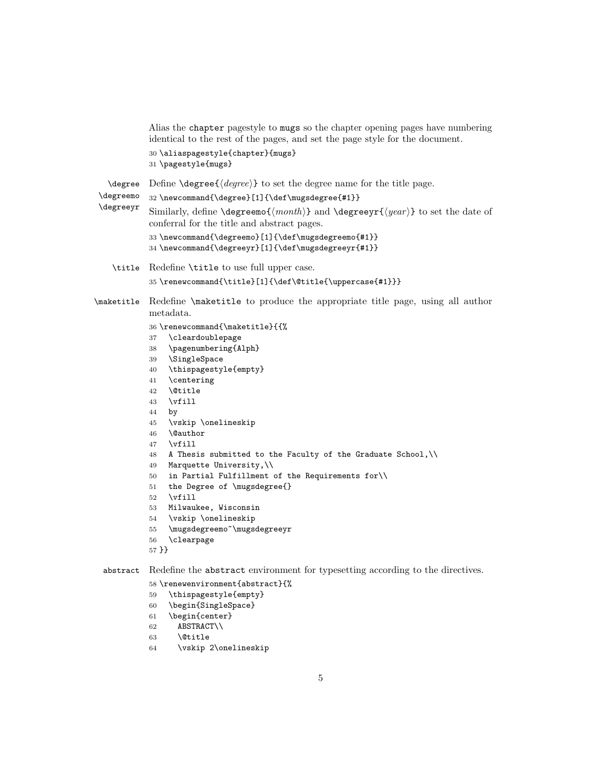Alias the chapter pagestyle to mugs so the chapter opening pages have numbering identical to the rest of the pages, and set the page style for the document.

```
30 \aliaspagestyle{chapter}{mugs}
31 \pagestyle{mugs}
```

\degree \degreemo \degreeyr

Define \degree{⟨*degree*⟩} to set the degree name for the title page.

```
32 \newcommand{\degree}[1]{\def\mugsdegree{#1}}
```

Similarly, define \degreemo{⟨*month*⟩} and \degreeyr{⟨*year*⟩} to set the date of conferral for the title and abstract pages.

```
33 \newcommand{\degreemo}[1]{\def\mugsdegreemo{#1}}
34 \newcommand{\degreeyr}[1]{\def\mugsdegreeyr{#1}}
```

\title

Redefine \title to use full upper case.

```
35 \renewcommand{\title}[1]{\def\@title{\uppercase{#1}}}
```

\maketitle

Redefine \maketitle to produce the appropriate title page, using all author metadata.

```
36 \renewcommand{\maketitle}{{%
37   \cleardoublepage
38   \pagenumbering{Alph}
39   \SingleSpace
40   \thispagestyle{empty}
41   \centering
42   \@title
43   \vfill
44   by
45   \vskip \onelineskip
46   \@author
47   \vfill
48   A Thesis submitted to the Faculty of the Graduate School,\\
49   Marquette University,\\
50   in Partial Fulfillment of the Requirements for\\
51   the Degree of \mugsdegree{}
52   \vfill
53   Milwaukee, Wisconsin
54   \vskip \onelineskip
55   \mugsdegreemo~\mugsdegreeyr
56   \clearpage
57 }}
```

abstract

Redefine the abstract environment for typesetting according to the directives.

```
58 \renewenvironment{abstract}{%
59   \thispagestyle{empty}
60   \begin{SingleSpace}
61   \begin{center}
62     ABSTRACT\\
63     \@title
64     \vskip 2\onelineskip
```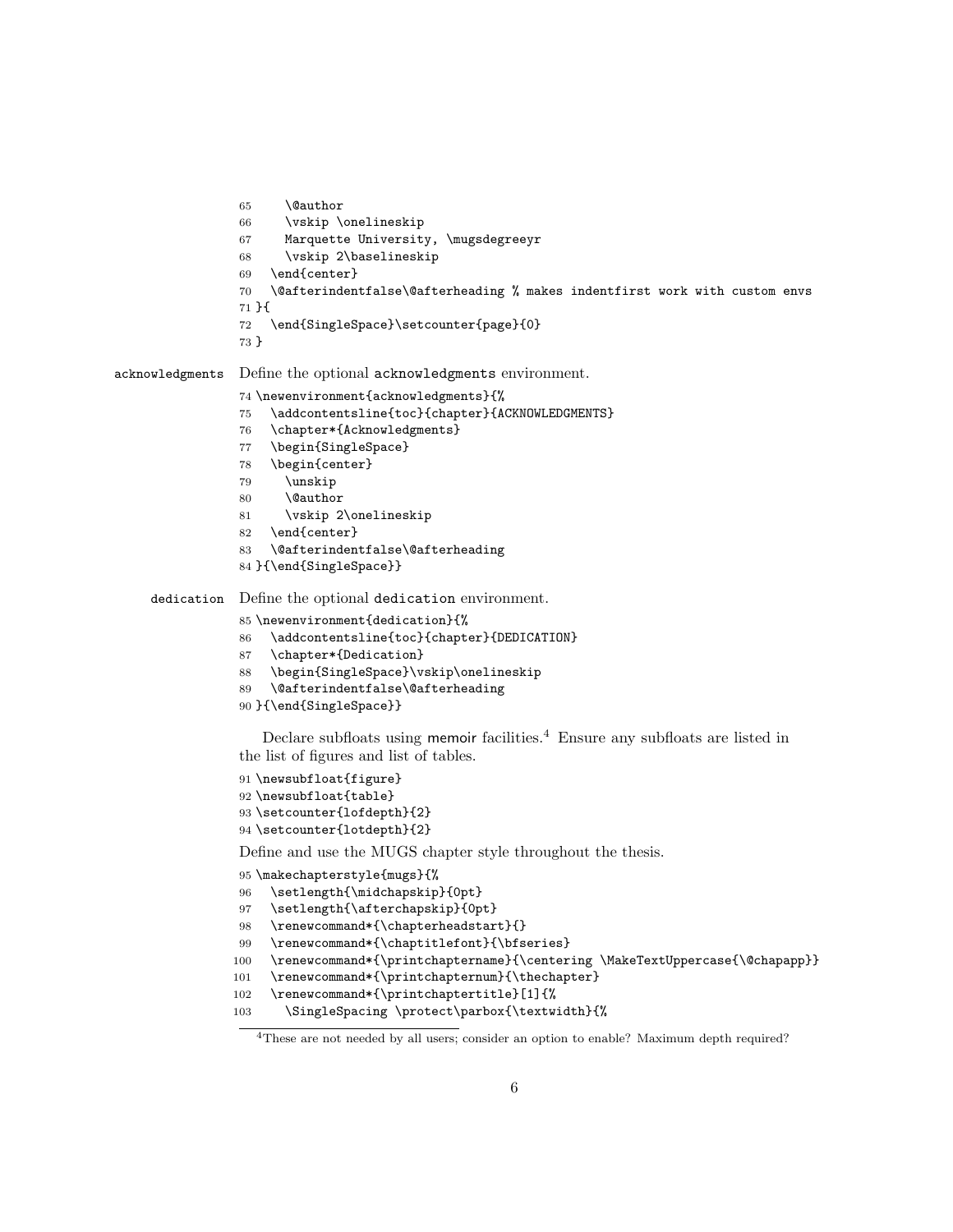```
65     \@author
66     \vskip \onelineskip
67     Marquette University, \mugsdegreeyr
68     \vskip 2\baselineskip
69   \end{center}
70   \@afterindentfalse\@afterheading % makes indentfirst work with custom envs
71 }{
72   \end{SingleSpace}\setcounter{page}{0}
73 }
```

acknowledgments Define the optional acknowledgments environment.

```
74 \newenvironment{acknowledgments}{%
75   \addcontentsline{toc}{chapter}{ACKNOWLEDGMENTS}
76   \chapter*{Acknowledgments}
77   \begin{SingleSpace}
78   \begin{center}
79     \unskip
80     \@author
81     \vskip 2\onelineskip
82   \end{center}
83   \@afterindentfalse\@afterheading
84 }{\end{SingleSpace}}
```

dedication Define the optional dedication environment.

```
85 \newenvironment{dedication}{%
86   \addcontentsline{toc}{chapter}{DEDICATION}
87   \chapter*{Dedication}
88   \begin{SingleSpace}\vskip\onelineskip
89   \@afterindentfalse\@afterheading
90 }{\end{SingleSpace}}
```

Declare subfloats using memoir facilities.[4] Ensure any subfloats are listed in the list of figures and list of tables.

```
91 \newsubfloat{figure}
92 \newsubfloat{table}
93 \setcounter{lofdepth}{2}
94 \setcounter{lotdepth}{2}
```

Define and use the MUGS chapter style throughout the thesis.

```
95 \makechapterstyle{mugs}{%
96   \setlength{\midchapskip}{0pt}
97   \setlength{\afterchapskip}{0pt}
98   \renewcommand*{\chapterheadstart}{}
99   \renewcommand*{\chaptitlefont}{\bfseries}
100  \renewcommand*{\printchaptername}{\centering \MakeTextUppercase{\@chapapp}}
101  \renewcommand*{\printchapternum}{\thechapter}
102  \renewcommand*{\printchaptertitle}[1]{%
103    \SingleSpacing \protect\parbox{\textwidth}{%
```

[4] These are not needed by all users; consider an option to enable? Maximum depth required?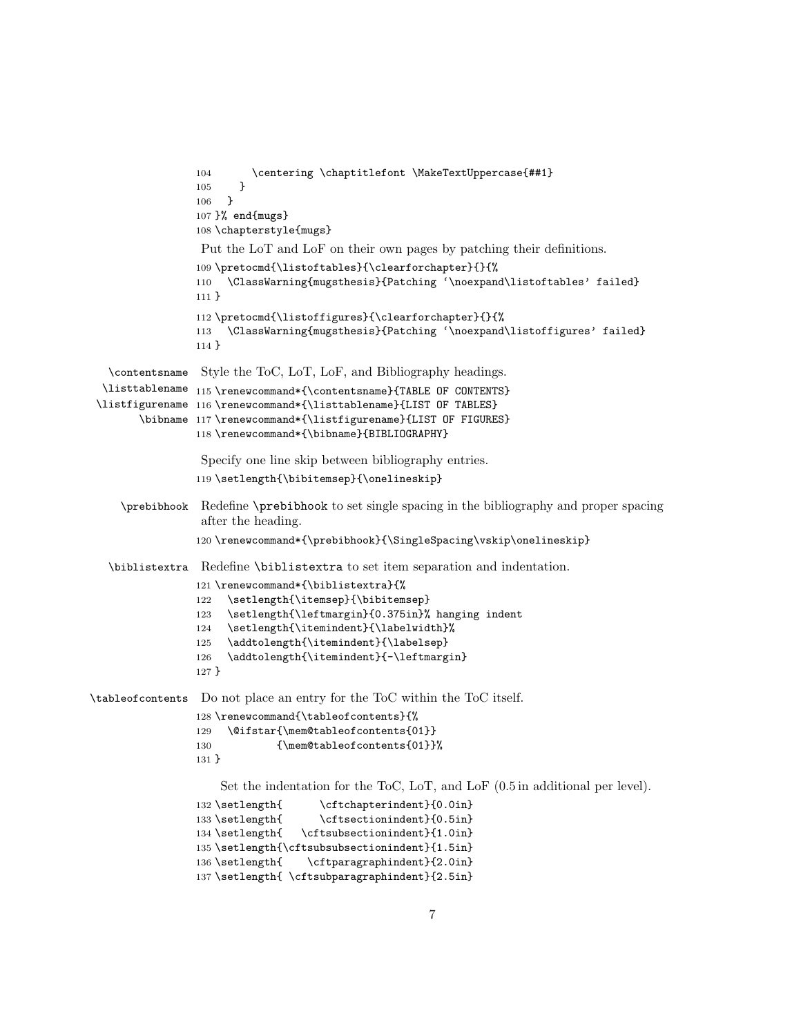```
104      \centering \chaptitlefont \MakeTextUppercase{##1}
105    }
106  }
107 }% end{mugs}
108 \chapterstyle{mugs}
```

Put the LoT and LoF on their own pages by patching their definitions.

```
109 \pretocmd{\listoftables}{\clearforchapter}{}{%
110   \ClassWarning{mugsthesis}{Patching '\noexpand\listoftables' failed}
111 }
112 \pretocmd{\listoffigures}{\clearforchapter}{}{%
113   \ClassWarning{mugsthesis}{Patching '\noexpand\listoffigures' failed}
114 }
```

`\contentsname` `\listtablename` `\listfigurename` `\bibname` Style the ToC, LoT, LoF, and Bibliography headings.

```
115 \renewcommand*{\contentsname}{TABLE OF CONTENTS}
116 \renewcommand*{\listtablename}{LIST OF TABLES}
117 \renewcommand*{\listfigurename}{LIST OF FIGURES}
118 \renewcommand*{\bibname}{BIBLIOGRAPHY}
```

Specify one line skip between bibliography entries.

```
119 \setlength{\bibitemsep}{\onelineskip}
```

`\prebibhook` Redefine `\prebibhook` to set single spacing in the bibliography and proper spacing after the heading.

```
120 \renewcommand*{\prebibhook}{\SingleSpacing\vskip\onelineskip}
```

`\biblistextra` Redefine `\biblistextra` to set item separation and indentation.

```
121 \renewcommand*{\biblistextra}{%
122   \setlength{\itemsep}{\bibitemsep}
123   \setlength{\leftmargin}{0.375in}% hanging indent
124   \setlength{\itemindent}{\labelwidth}%
125   \addtolength{\itemindent}{\labelsep}
126   \addtolength{\itemindent}{-\leftmargin}
127 }
```

`\tableofcontents` Do not place an entry for the ToC within the ToC itself.

```
128 \renewcommand{\tableofcontents}{%
129   \@ifstar{\mem@tableofcontents{01}}
130           {\mem@tableofcontents{01}}%
131 }
```

Set the indentation for the ToC, LoT, and LoF (0.5 in additional per level).

```
132 \setlength{      \cftchapterindent}{0.0in}
133 \setlength{      \cftsectionindent}{0.5in}
134 \setlength{   \cftsubsectionindent}{1.0in}
135 \setlength{\cftsubsubsectionindent}{1.5in}
136 \setlength{    \cftparagraphindent}{2.0in}
137 \setlength{ \cftsubparagraphindent}{2.5in}
```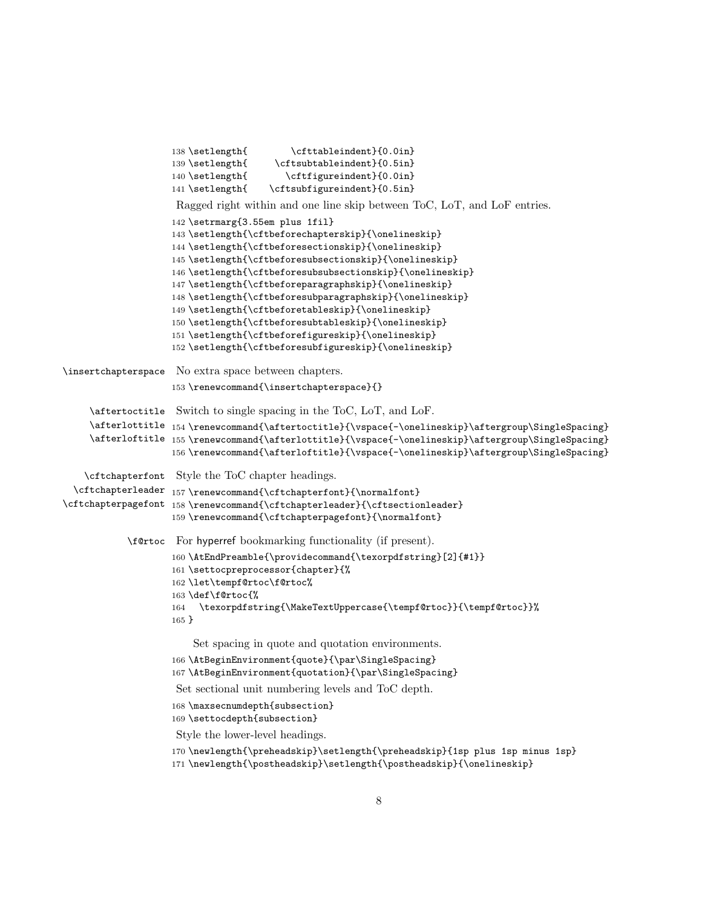```
138 \setlength{        \cfttableindent}{0.0in}
139 \setlength{     \cftsubtableindent}{0.5in}
140 \setlength{       \cftfigureindent}{0.0in}
141 \setlength{    \cftsubfigureindent}{0.5in}
```

Ragged right within and one line skip between ToC, LoT, and LoF entries.

```
142 \setrmarg{3.55em plus 1fil}
143 \setlength{\cftbeforechapterskip}{\onelineskip}
144 \setlength{\cftbeforesectionskip}{\onelineskip}
145 \setlength{\cftbeforesubsectionskip}{\onelineskip}
146 \setlength{\cftbeforesubsubsectionskip}{\onelineskip}
147 \setlength{\cftbeforeparagraphskip}{\onelineskip}
148 \setlength{\cftbeforesubparagraphskip}{\onelineskip}
149 \setlength{\cftbeforetableskip}{\onelineskip}
150 \setlength{\cftbeforesubtableskip}{\onelineskip}
151 \setlength{\cftbeforefigureskip}{\onelineskip}
152 \setlength{\cftbeforesubfigureskip}{\onelineskip}
```

`\insertchapterspace` No extra space between chapters.

```
153 \renewcommand{\insertchapterspace}{}
```

`\aftertoctitle` `\afterlottitle` `\afterloftitle` Switch to single spacing in the ToC, LoT, and LoF.

```
154 \renewcommand{\aftertoctitle}{\vspace{-\onelineskip}\aftergroup\SingleSpacing}
155 \renewcommand{\afterlottitle}{\vspace{-\onelineskip}\aftergroup\SingleSpacing}
156 \renewcommand{\afterloftitle}{\vspace{-\onelineskip}\aftergroup\SingleSpacing}
```

`\cftchapterfont` `\cftchapterleader` `\cftchapterpagefont` Style the ToC chapter headings.

```
157 \renewcommand{\cftchapterfont}{\normalfont}
158 \renewcommand{\cftchapterleader}{\cftsectionleader}
159 \renewcommand{\cftchapterpagefont}{\normalfont}
```

`\f@rtoc` For hyperref bookmarking functionality (if present).

```
160 \AtEndPreamble{\providecommand{\texorpdfstring}[2]{#1}}
161 \settocpreprocessor{chapter}{%
162 \let\tempf@rtoc\f@rtoc%
163 \def\f@rtoc{%
164   \texorpdfstring{\MakeTextUppercase{\tempf@rtoc}}{\tempf@rtoc}}%
165 }
```

Set spacing in quote and quotation environments.

```
166 \AtBeginEnvironment{quote}{\par\SingleSpacing}
167 \AtBeginEnvironment{quotation}{\par\SingleSpacing}
```

Set sectional unit numbering levels and ToC depth.

```
168 \maxsecnumdepth{subsection}
169 \settocdepth{subsection}
```

Style the lower-level headings.

```
170 \newlength{\preheadskip}\setlength{\preheadskip}{1sp plus 1sp minus 1sp}
171 \newlength{\postheadskip}\setlength{\postheadskip}{\onelineskip}
```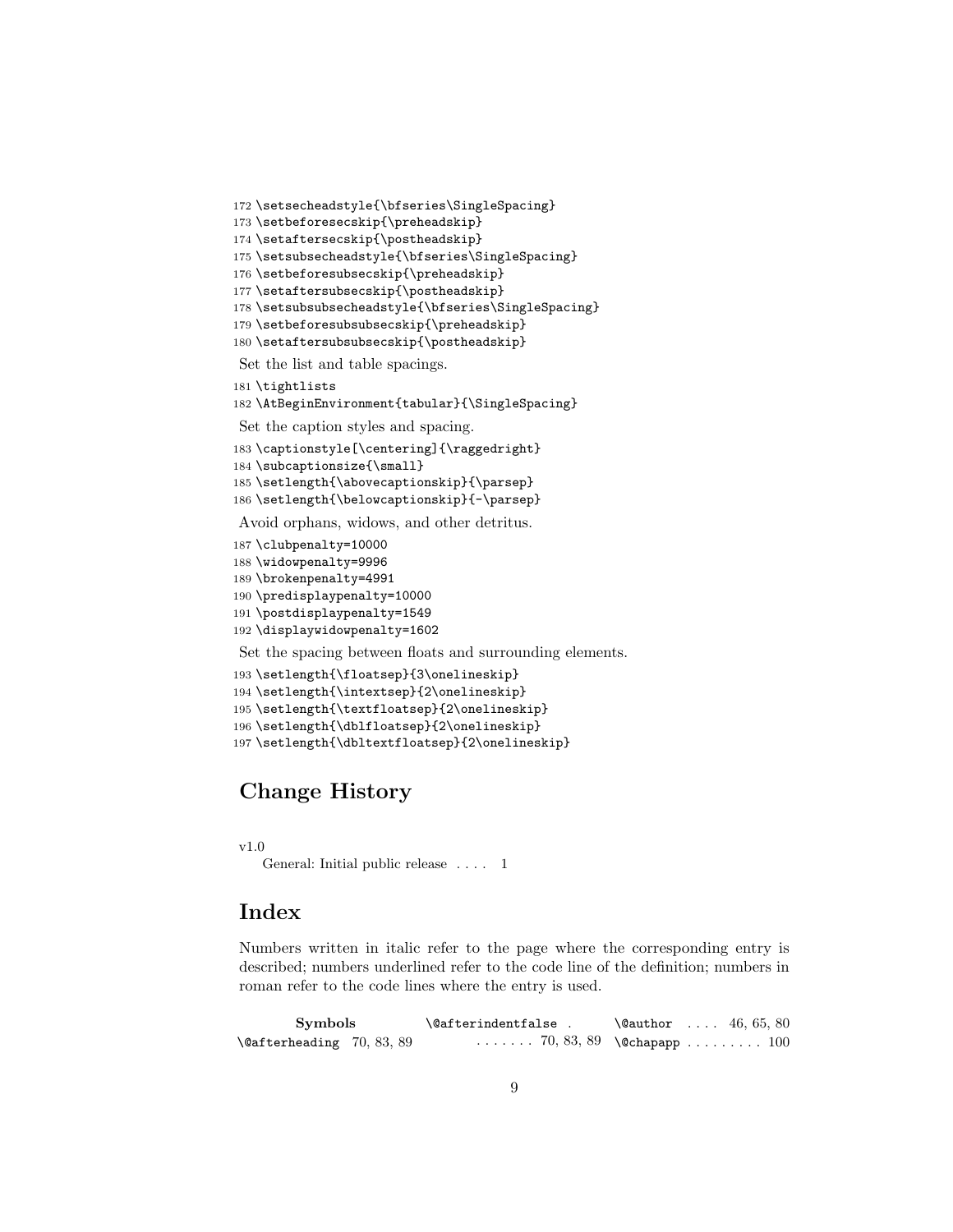```
172 \setsecheadstyle{\bfseries\SingleSpacing}
173 \setbeforesecskip{\preheadskip}
174 \setaftersecskip{\postheadskip}
175 \setsubsecheadstyle{\bfseries\SingleSpacing}
176 \setbeforesubsecskip{\preheadskip}
177 \setaftersubsecskip{\postheadskip}
178 \setsubsubsecheadstyle{\bfseries\SingleSpacing}
179 \setbeforesubsubsecskip{\preheadskip}
180 \setaftersubsubsecskip{\postheadskip}
```

Set the list and table spacings.

```
181 \tightlists
182 \AtBeginEnvironment{tabular}{\SingleSpacing}
```

Set the caption styles and spacing.

```
183 \captionstyle[\centering]{\raggedright}
184 \subcaptionsize{\small}
185 \setlength{\abovecaptionskip}{\parsep}
186 \setlength{\belowcaptionskip}{-\parsep}
```

Avoid orphans, widows, and other detritus.

```
187 \clubpenalty=10000
188 \widowpenalty=9996
189 \brokenpenalty=4991
190 \predisplaypenalty=10000
191 \postdisplaypenalty=1549
192 \displaywidowpenalty=1602
```

Set the spacing between floats and surrounding elements.

```
193 \setlength{\floatsep}{3\onelineskip}
194 \setlength{\intextsep}{2\onelineskip}
195 \setlength{\textfloatsep}{2\onelineskip}
196 \setlength{\dblfloatsep}{2\onelineskip}
197 \setlength{\dbltextfloatsep}{2\onelineskip}
```

## Change History

v1.0
  General: Initial public release . . . . 1

## Index

Numbers written in italic refer to the page where the corresponding entry is described; numbers underlined refer to the code line of the definition; numbers in roman refer to the code lines where the entry is used.

**Symbols**

`\@afterheading` 70, 83, 89

`\@afterindentfalse` . . . . . . . . 70, 83, 89

`\@author` . . . . 46, 65, 80

`\@chapapp` . . . . . . . . . 100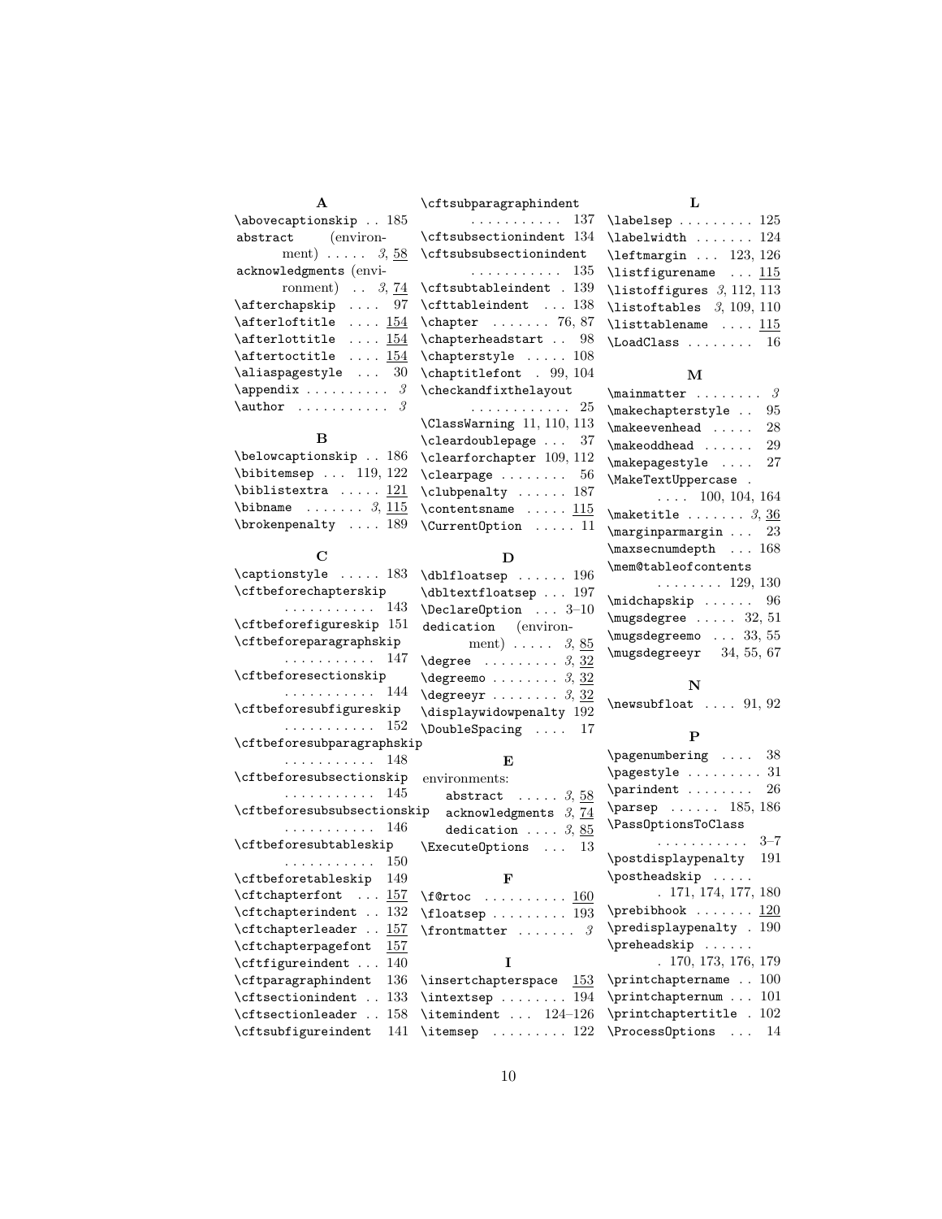**A**

\abovecaptionskip . . 185
abstract (environment) . . . . . *3*, 58
acknowledgments (environment) . . *3*, 74
\afterchapskip . . . . 97
\afterloftitle . . . . 154
\afterlottitle . . . . 154
\aftertoctitle . . . . 154
\aliaspagestyle . . . 30
\appendix . . . . . . . . . . *3*
\author . . . . . . . . . . . *3*

**B**

\belowcaptionskip . . 186
\bibitemsep . . . 119, 122
\biblistextra . . . . . 121
\bibname . . . . . . . *3*, 115
\brokenpenalty . . . . 189

**C**

\captionstyle . . . . . 183
\cftbeforechapterskip . . . . . . . . . . . 143
\cftbeforefigureskip 151
\cftbeforeparagraphskip . . . . . . . . . . . 147
\cftbeforesectionskip . . . . . . . . . . . 144
\cftbeforesubfigureskip . . . . . . . . . . . 152
\cftbeforesubparagraphskip . . . . . . . . . . . 148
\cftbeforesubsectionskip . . . . . . . . . . . 145
\cftbeforesubsubsectionskip . . . . . . . . . . . 146
\cftbeforesubtableskip . . . . . . . . . . . 150
\cftbeforetableskip 149
\cftchapterfont . . . 157
\cftchapterindent . . 132
\cftchapterleader . . 157
\cftchapterpagefont 157
\cftfigureindent . . . 140
\cftparagraphindent 136
\cftsectionindent . . 133
\cftsectionleader . . 158
\cftsubfigureindent 141
\cftsubparagraphindent . . . . . . . . . . . 137
\cftsubsectionindent 134
\cftsubsubsectionindent . . . . . . . . . . . 135
\cftsubtableindent . 139
\cfttableindent . . . 138
\chapter . . . . . . . 76, 87
\chapterheadstart . . 98
\chapterstyle . . . . . 108
\chaptitlefont . 99, 104
\checkandfixthelayout . . . . . . . . . . . . 25
\ClassWarning 11, 110, 113
\cleardoublepage . . . 37
\clearforchapter 109, 112
\clearpage . . . . . . . . 56
\clubpenalty . . . . . . 187
\contentsname . . . . . 115
\CurrentOption . . . . . 11

**D**

\dblfloatsep . . . . . . 196
\dbltextfloatsep . . . 197
\DeclareOption . . . 3–10
dedication (environment) . . . . . *3*, 85
\degree . . . . . . . . . *3*, 32
\degreemo . . . . . . . . *3*, 32
\degreeyr . . . . . . . . *3*, 32
\displaywidowpenalty 192
\DoubleSpacing . . . . 17

**E**

environments:
  abstract . . . . . *3*, 58
  acknowledgments *3*, 74
  dedication . . . . *3*, 85
\ExecuteOptions . . . 13

**F**

\f@rtoc . . . . . . . . . . 160
\floatsep . . . . . . . . . 193
\frontmatter . . . . . . . *3*

**I**

\insertchapterspace 153
\intextsep . . . . . . . . 194
\itemindent . . . 124–126
\itemsep . . . . . . . . . 122

**L**

\labelsep . . . . . . . . . 125
\labelwidth . . . . . . . 124
\leftmargin . . . 123, 126
\listfigurename . . . 115
\listoffigures *3*, 112, 113
\listoftables *3*, 109, 110
\listtablename . . . . 115
\LoadClass . . . . . . . . 16

**M**

\mainmatter . . . . . . . . *3*
\makechapterstyle . . 95
\makeevenhead . . . . . 28
\makeoddhead . . . . . . 29
\makepagestyle . . . . 27
\MakeTextUppercase . . . . . 100, 104, 164
\maketitle . . . . . . . *3*, 36
\marginparmargin . . . 23
\maxsecnumdepth . . . 168
\mem@tableofcontents . . . . . . . . 129, 130
\midchapskip . . . . . . 96
\mugsdegree . . . . . 32, 51
\mugsdegreemo . . . 33, 55
\mugsdegreeyr 34, 55, 67

**N**

\newsubfloat . . . . 91, 92

**P**

\pagenumbering . . . . 38
\pagestyle . . . . . . . . . 31
\parindent . . . . . . . . 26
\parsep . . . . . . 185, 186
\PassOptionsToClass . . . . . . . . . . . 3–7
\postdisplaypenalty 191
\postheadskip . . . . . . 171, 174, 177, 180
\prebibhook . . . . . . . 120
\predisplaypenalty . 190
\preheadskip . . . . . . . 170, 173, 176, 179
\printchaptername . . 100
\printchapternum . . . 101
\printchaptertitle . 102
\ProcessOptions . . . 14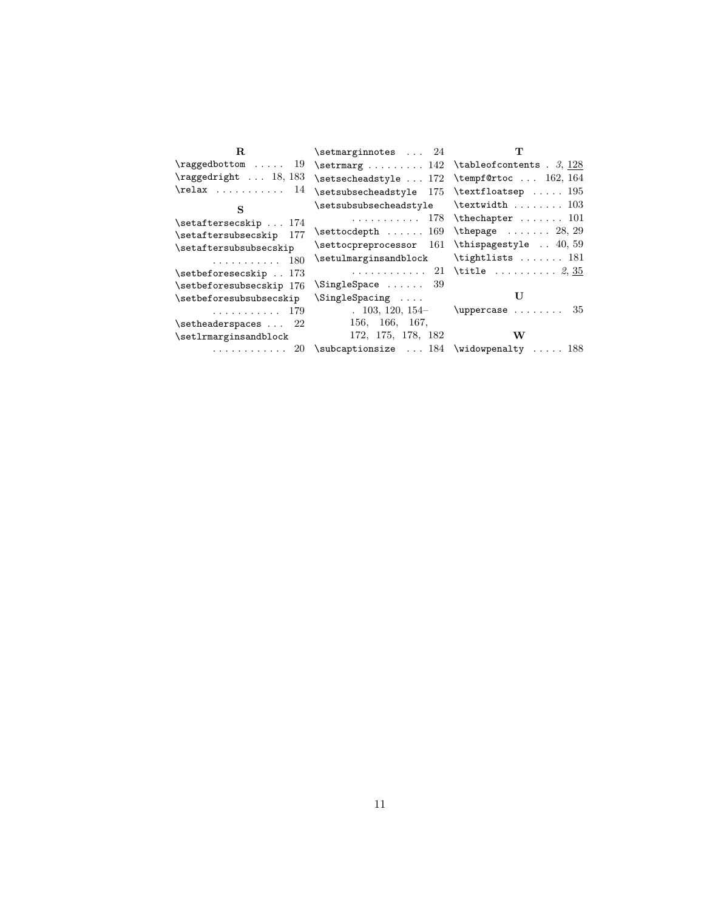**R**

\raggedbottom ..... 19
\raggedright ... 18, 183
\relax ........... 14

**S**

\setaftersecskip ... 174
\setaftersubsecskip 177
\setaftersubsubsecskip ........... 180
\setbeforesecskip .. 173
\setbeforesubsecskip 176
\setbeforesubsubsecskip ........... 179
\setheaderspaces ... 22
\setlrmarginsandblock ............ 20
\setmarginnotes ... 24
\setrmarg ......... 142
\setsecheadstyle ... 172
\setsubsecheadstyle 175
\setsubsubsecheadstyle ........... 178
\settocdepth ...... 169
\settocpreprocessor 161
\setulmarginsandblock ............ 21
\SingleSpace ...... 39
\SingleSpacing .... . 103, 120, 154–156, 166, 167, 172, 175, 178, 182
\subcaptionsize ... 184

**T**

\tableofcontents . *3*, <u>128</u>
\tempf@rtoc ... 162, 164
\textfloatsep ..... 195
\textwidth ........ 103
\thechapter ....... 101
\thepage ....... 28, 29
\thispagestyle .. 40, 59
\tightlists ....... 181
\title .......... *2*, <u>35</u>

**U**

\uppercase ........ 35

**W**

\widowpenalty ..... 188